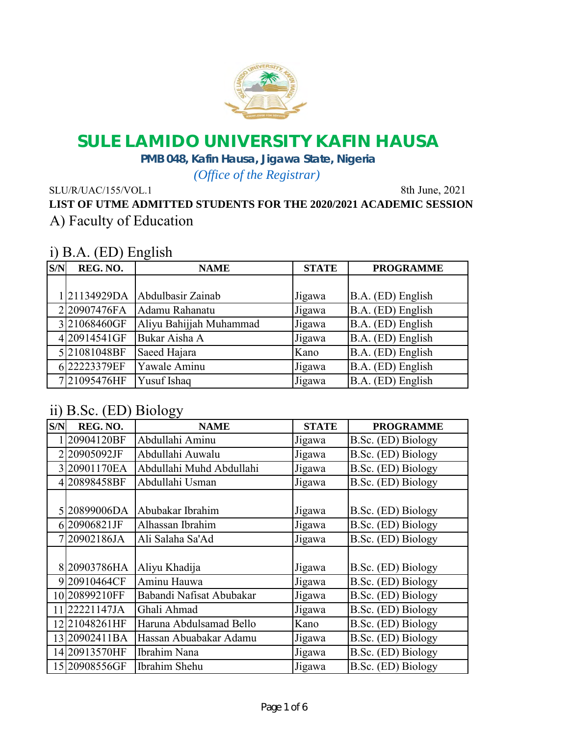# SULE LAMIDO UNIVERSITY KAFIN HAUSA

**PMB 048, Kafin Hausa, Jigawa State, Nigeria**

*(Office of the Registrar)*

SLU/R/UAC/155/VOL.1 8th June, 2021

**LIST OF UTME ADMITTED STUDENTS FOR THE 2020/2021 ACADEMIC SESSION**

## A) Faculty of Education

### i) B.A. (ED) English

| S/N | REG. NO. | NAME | STATE | PROGRAMME |
|---|---|---|---|---|
| 1 | 21134929DA | Abdulbasir Zainab | Jigawa | B.A. (ED) English |
| 2 | 20907476FA | Adamu Rahanatu | Jigawa | B.A. (ED) English |
| 3 | 21068460GF | Aliyu Bahijjah Muhammad | Jigawa | B.A. (ED) English |
| 4 | 20914541GF | Bukar Aisha A | Jigawa | B.A. (ED) English |
| 5 | 21081048BF | Saeed Hajara | Kano | B.A. (ED) English |
| 6 | 22223379EF | Yawale Aminu | Jigawa | B.A. (ED) English |
| 7 | 21095476HF | Yusuf Ishaq | Jigawa | B.A. (ED) English |

### ii) B.Sc. (ED) Biology

| S/N | REG. NO. | NAME | STATE | PROGRAMME |
|---|---|---|---|---|
| 1 | 20904120BF | Abdullahi Aminu | Jigawa | B.Sc. (ED) Biology |
| 2 | 20905092JF | Abdullahi Auwalu | Jigawa | B.Sc. (ED) Biology |
| 3 | 20901170EA | Abdullahi Muhd Abdullahi | Jigawa | B.Sc. (ED) Biology |
| 4 | 20898458BF | Abdullahi Usman | Jigawa | B.Sc. (ED) Biology |
| 5 | 20899006DA | Abubakar Ibrahim | Jigawa | B.Sc. (ED) Biology |
| 6 | 20906821JF | Alhassan Ibrahim | Jigawa | B.Sc. (ED) Biology |
| 7 | 20902186JA | Ali Salaha Sa'Ad | Jigawa | B.Sc. (ED) Biology |
| 8 | 20903786HA | Aliyu Khadija | Jigawa | B.Sc. (ED) Biology |
| 9 | 20910464CF | Aminu Hauwa | Jigawa | B.Sc. (ED) Biology |
| 10 | 20899210FF | Babandi Nafisat Abubakar | Jigawa | B.Sc. (ED) Biology |
| 11 | 22221147JA | Ghali Ahmad | Jigawa | B.Sc. (ED) Biology |
| 12 | 21048261HF | Haruna Abdulsamad Bello | Kano | B.Sc. (ED) Biology |
| 13 | 20902411BA | Hassan Abuabakar Adamu | Jigawa | B.Sc. (ED) Biology |
| 14 | 20913570HF | Ibrahim Nana | Jigawa | B.Sc. (ED) Biology |
| 15 | 20908556GF | Ibrahim Shehu | Jigawa | B.Sc. (ED) Biology |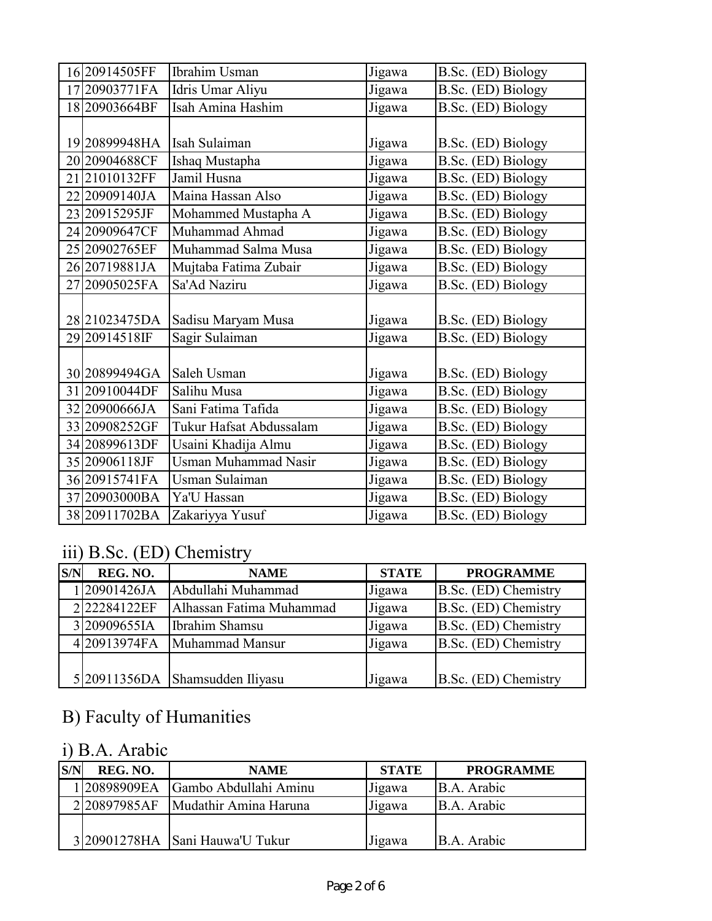| S/N | REG. NO. | NAME | STATE | PROGRAMME |
|---|---|---|---|---|
| 16 | 20914505FF | Ibrahim Usman | Jigawa | B.Sc. (ED) Biology |
| 17 | 20903771FA | Idris Umar Aliyu | Jigawa | B.Sc. (ED) Biology |
| 18 | 20903664BF | Isah Amina Hashim | Jigawa | B.Sc. (ED) Biology |
| 19 | 20899948HA | Isah Sulaiman | Jigawa | B.Sc. (ED) Biology |
| 20 | 20904688CF | Ishaq Mustapha | Jigawa | B.Sc. (ED) Biology |
| 21 | 21010132FF | Jamil Husna | Jigawa | B.Sc. (ED) Biology |
| 22 | 20909140JA | Maina Hassan Also | Jigawa | B.Sc. (ED) Biology |
| 23 | 20915295JF | Mohammed Mustapha A | Jigawa | B.Sc. (ED) Biology |
| 24 | 20909647CF | Muhammad Ahmad | Jigawa | B.Sc. (ED) Biology |
| 25 | 20902765EF | Muhammad Salma Musa | Jigawa | B.Sc. (ED) Biology |
| 26 | 20719881JA | Mujtaba Fatima Zubair | Jigawa | B.Sc. (ED) Biology |
| 27 | 20905025FA | Sa'Ad Naziru | Jigawa | B.Sc. (ED) Biology |
| 28 | 21023475DA | Sadisu Maryam Musa | Jigawa | B.Sc. (ED) Biology |
| 29 | 20914518IF | Sagir Sulaiman | Jigawa | B.Sc. (ED) Biology |
| 30 | 20899494GA | Saleh Usman | Jigawa | B.Sc. (ED) Biology |
| 31 | 20910044DF | Salihu Musa | Jigawa | B.Sc. (ED) Biology |
| 32 | 20900666JA | Sani Fatima Tafida | Jigawa | B.Sc. (ED) Biology |
| 33 | 20908252GF | Tukur Hafsat Abdussalam | Jigawa | B.Sc. (ED) Biology |
| 34 | 20899613DF | Usaini Khadija Almu | Jigawa | B.Sc. (ED) Biology |
| 35 | 20906118JF | Usman Muhammad Nasir | Jigawa | B.Sc. (ED) Biology |
| 36 | 20915741FA | Usman Sulaiman | Jigawa | B.Sc. (ED) Biology |
| 37 | 20903000BA | Ya'U Hassan | Jigawa | B.Sc. (ED) Biology |
| 38 | 20911702BA | Zakariyya Yusuf | Jigawa | B.Sc. (ED) Biology |

### iii) B.Sc. (ED) Chemistry

| S/N | REG. NO. | NAME | STATE | PROGRAMME |
|---|---|---|---|---|
| 1 | 20901426JA | Abdullahi Muhammad | Jigawa | B.Sc. (ED) Chemistry |
| 2 | 22284122EF | Alhassan Fatima Muhammad | Jigawa | B.Sc. (ED) Chemistry |
| 3 | 20909655IA | Ibrahim Shamsu | Jigawa | B.Sc. (ED) Chemistry |
| 4 | 20913974FA | Muhammad Mansur | Jigawa | B.Sc. (ED) Chemistry |
| 5 | 20911356DA | Shamsudden Iliyasu | Jigawa | B.Sc. (ED) Chemistry |

## B) Faculty of Humanities

### i) B.A. Arabic

| S/N | REG. NO. | NAME | STATE | PROGRAMME |
|---|---|---|---|---|
| 1 | 20898909EA | Gambo Abdullahi Aminu | Jigawa | B.A. Arabic |
| 2 | 20897985AF | Mudathir Amina Haruna | Jigawa | B.A. Arabic |
| 3 | 20901278HA | Sani Hauwa'U Tukur | Jigawa | B.A. Arabic |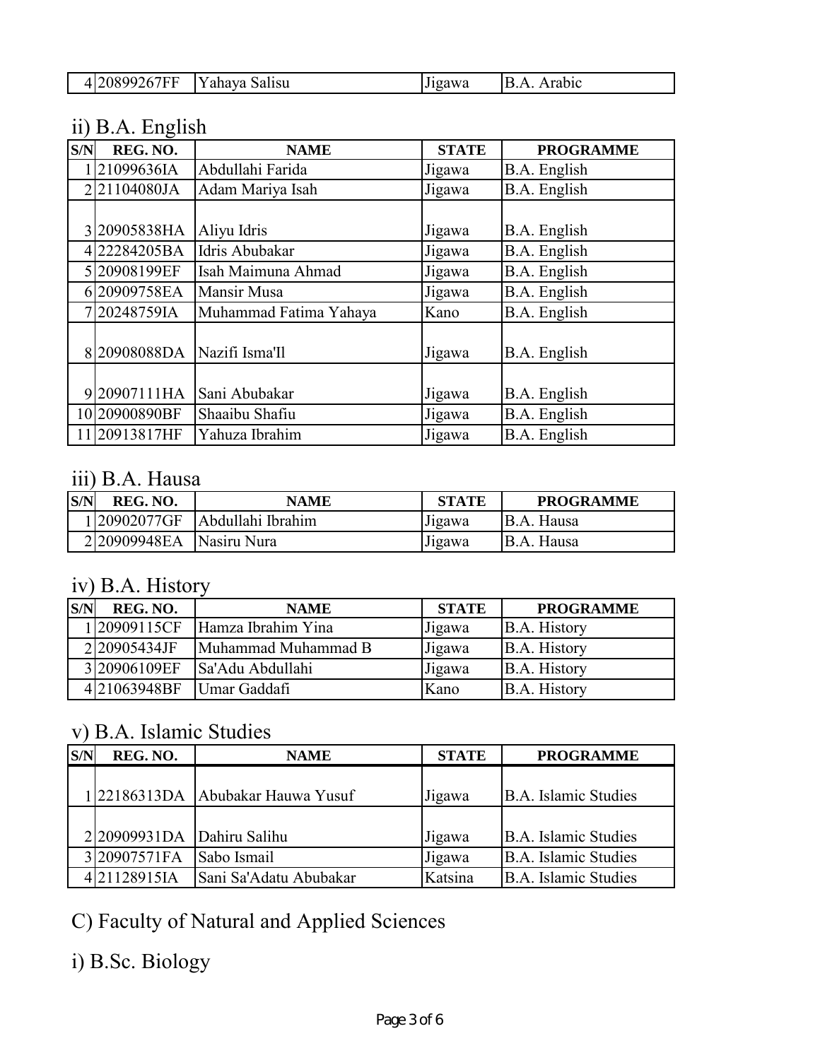| | | | | |
|---|---|---|---|---|
| 4 | 20899267FF | Yahaya Salisu | Jigawa | B.A. Arabic |

## ii) B.A. English

| S/N | REG. NO. | NAME | STATE | PROGRAMME |
|---|---|---|---|---|
| 1 | 21099636IA | Abdullahi Farida | Jigawa | B.A. English |
| 2 | 21104080JA | Adam Mariya Isah | Jigawa | B.A. English |
| 3 | 20905838HA | Aliyu Idris | Jigawa | B.A. English |
| 4 | 22284205BA | Idris Abubakar | Jigawa | B.A. English |
| 5 | 20908199EF | Isah Maimuna Ahmad | Jigawa | B.A. English |
| 6 | 20909758EA | Mansir Musa | Jigawa | B.A. English |
| 7 | 20248759IA | Muhammad Fatima Yahaya | Kano | B.A. English |
| 8 | 20908088DA | Nazifi Isma'Il | Jigawa | B.A. English |
| 9 | 20907111HA | Sani Abubakar | Jigawa | B.A. English |
| 10 | 20900890BF | Shaaibu Shafiu | Jigawa | B.A. English |
| 11 | 20913817HF | Yahuza Ibrahim | Jigawa | B.A. English |

## iii) B.A. Hausa

| S/N | REG. NO. | NAME | STATE | PROGRAMME |
|---|---|---|---|---|
| 1 | 20902077GF | Abdullahi Ibrahim | Jigawa | B.A. Hausa |
| 2 | 20909948EA | Nasiru Nura | Jigawa | B.A. Hausa |

## iv) B.A. History

| S/N | REG. NO. | NAME | STATE | PROGRAMME |
|---|---|---|---|---|
| 1 | 20909115CF | Hamza Ibrahim Yina | Jigawa | B.A. History |
| 2 | 20905434JF | Muhammad Muhammad B | Jigawa | B.A. History |
| 3 | 20906109EF | Sa'Adu Abdullahi | Jigawa | B.A. History |
| 4 | 21063948BF | Umar Gaddafi | Kano | B.A. History |

## v) B.A. Islamic Studies

| S/N | REG. NO. | NAME | STATE | PROGRAMME |
|---|---|---|---|---|
| 1 | 22186313DA | Abubakar Hauwa Yusuf | Jigawa | B.A. Islamic Studies |
| 2 | 20909931DA | Dahiru Salihu | Jigawa | B.A. Islamic Studies |
| 3 | 20907571FA | Sabo Ismail | Jigawa | B.A. Islamic Studies |
| 4 | 21128915IA | Sani Sa'Adatu Abubakar | Katsina | B.A. Islamic Studies |

# C) Faculty of Natural and Applied Sciences

## i) B.Sc. Biology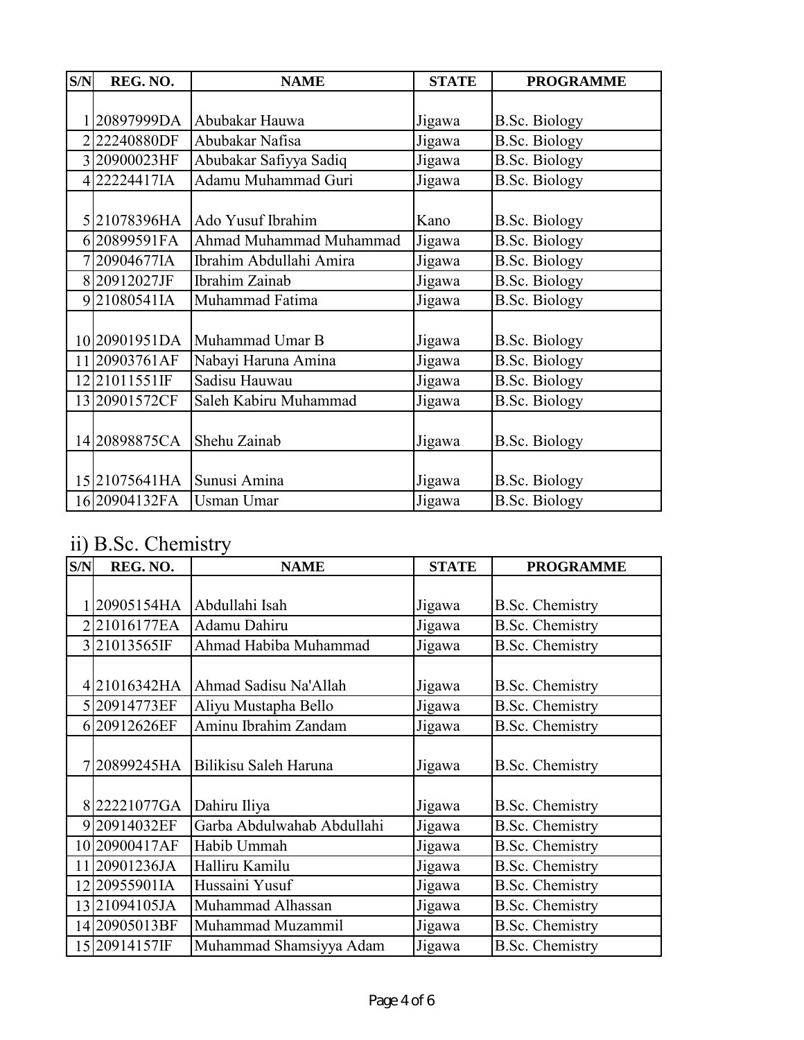| S/N | REG. NO. | NAME | STATE | PROGRAMME |
|---|---|---|---|---|
| 1 | 20897999DA | Abubakar Hauwa | Jigawa | B.Sc. Biology |
| 2 | 22240880DF | Abubakar Nafisa | Jigawa | B.Sc. Biology |
| 3 | 20900023HF | Abubakar Safiyya Sadiq | Jigawa | B.Sc. Biology |
| 4 | 22224417IA | Adamu Muhammad Guri | Jigawa | B.Sc. Biology |
| 5 | 21078396HA | Ado Yusuf Ibrahim | Kano | B.Sc. Biology |
| 6 | 20899591FA | Ahmad Muhammad Muhammad | Jigawa | B.Sc. Biology |
| 7 | 20904677IA | Ibrahim Abdullahi Amira | Jigawa | B.Sc. Biology |
| 8 | 20912027JF | Ibrahim Zainab | Jigawa | B.Sc. Biology |
| 9 | 21080541IA | Muhammad Fatima | Jigawa | B.Sc. Biology |
| 10 | 20901951DA | Muhammad Umar B | Jigawa | B.Sc. Biology |
| 11 | 20903761AF | Nabayi Haruna Amina | Jigawa | B.Sc. Biology |
| 12 | 21011551IF | Sadisu Hauwau | Jigawa | B.Sc. Biology |
| 13 | 20901572CF | Saleh Kabiru Muhammad | Jigawa | B.Sc. Biology |
| 14 | 20898875CA | Shehu Zainab | Jigawa | B.Sc. Biology |
| 15 | 21075641HA | Sunusi Amina | Jigawa | B.Sc. Biology |
| 16 | 20904132FA | Usman Umar | Jigawa | B.Sc. Biology |

## ii) B.Sc. Chemistry

| S/N | REG. NO. | NAME | STATE | PROGRAMME |
|---|---|---|---|---|
| 1 | 20905154HA | Abdullahi Isah | Jigawa | B.Sc. Chemistry |
| 2 | 21016177EA | Adamu Dahiru | Jigawa | B.Sc. Chemistry |
| 3 | 21013565IF | Ahmad Habiba Muhammad | Jigawa | B.Sc. Chemistry |
| 4 | 21016342HA | Ahmad Sadisu Na'Allah | Jigawa | B.Sc. Chemistry |
| 5 | 20914773EF | Aliyu Mustapha Bello | Jigawa | B.Sc. Chemistry |
| 6 | 20912626EF | Aminu Ibrahim Zandam | Jigawa | B.Sc. Chemistry |
| 7 | 20899245HA | Bilikisu Saleh Haruna | Jigawa | B.Sc. Chemistry |
| 8 | 22221077GA | Dahiru Iliya | Jigawa | B.Sc. Chemistry |
| 9 | 20914032EF | Garba Abdulwahab Abdullahi | Jigawa | B.Sc. Chemistry |
| 10 | 20900417AF | Habib Ummah | Jigawa | B.Sc. Chemistry |
| 11 | 20901236JA | Halliru Kamilu | Jigawa | B.Sc. Chemistry |
| 12 | 20955901IA | Hussaini Yusuf | Jigawa | B.Sc. Chemistry |
| 13 | 21094105JA | Muhammad Alhassan | Jigawa | B.Sc. Chemistry |
| 14 | 20905013BF | Muhammad Muzammil | Jigawa | B.Sc. Chemistry |
| 15 | 20914157IF | Muhammad Shamsiyya Adam | Jigawa | B.Sc. Chemistry |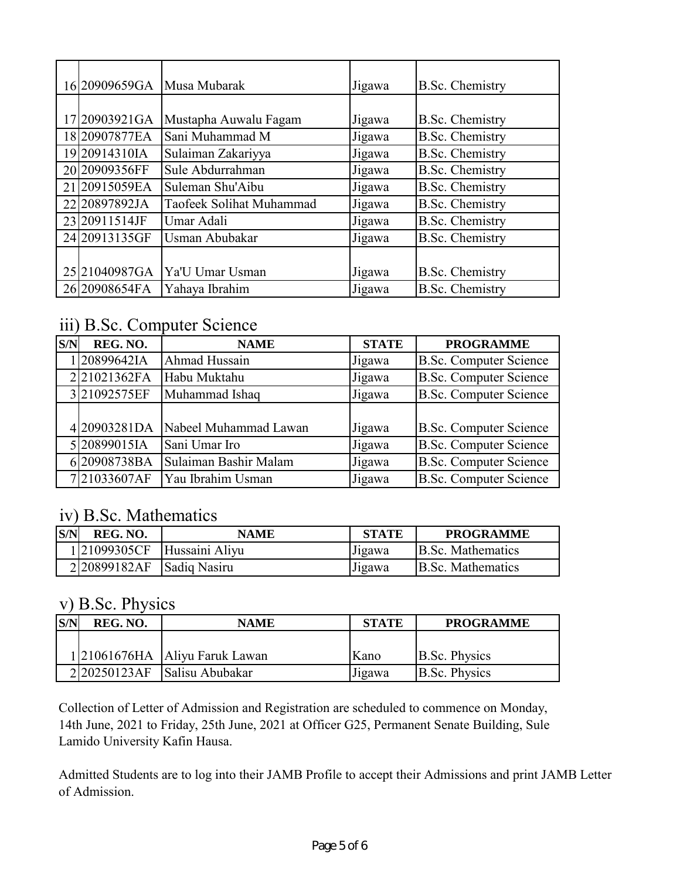| S/N | REG. NO. | NAME | STATE | PROGRAMME |
|---|---|---|---|---|
| 16 | 20909659GA | Musa Mubarak | Jigawa | B.Sc. Chemistry |
| 17 | 20903921GA | Mustapha Auwalu Fagam | Jigawa | B.Sc. Chemistry |
| 18 | 20907877EA | Sani Muhammad M | Jigawa | B.Sc. Chemistry |
| 19 | 20914310IA | Sulaiman Zakariyya | Jigawa | B.Sc. Chemistry |
| 20 | 20909356FF | Sule Abdurrahman | Jigawa | B.Sc. Chemistry |
| 21 | 20915059EA | Suleman Shu'Aibu | Jigawa | B.Sc. Chemistry |
| 22 | 20897892JA | Taofeek Solihat Muhammad | Jigawa | B.Sc. Chemistry |
| 23 | 20911514JF | Umar Adali | Jigawa | B.Sc. Chemistry |
| 24 | 20913135GF | Usman Abubakar | Jigawa | B.Sc. Chemistry |
| 25 | 21040987GA | Ya'U Umar Usman | Jigawa | B.Sc. Chemistry |
| 26 | 20908654FA | Yahaya Ibrahim | Jigawa | B.Sc. Chemistry |

## iii) B.Sc. Computer Science

| S/N | REG. NO. | NAME | STATE | PROGRAMME |
|---|---|---|---|---|
| 1 | 20899642IA | Ahmad Hussain | Jigawa | B.Sc. Computer Science |
| 2 | 21021362FA | Habu Muktahu | Jigawa | B.Sc. Computer Science |
| 3 | 21092575EF | Muhammad Ishaq | Jigawa | B.Sc. Computer Science |
| 4 | 20903281DA | Nabeel Muhammad Lawan | Jigawa | B.Sc. Computer Science |
| 5 | 20899015IA | Sani Umar Iro | Jigawa | B.Sc. Computer Science |
| 6 | 20908738BA | Sulaiman Bashir Malam | Jigawa | B.Sc. Computer Science |
| 7 | 21033607AF | Yau Ibrahim Usman | Jigawa | B.Sc. Computer Science |

## iv) B.Sc. Mathematics

| S/N | REG. NO. | NAME | STATE | PROGRAMME |
|---|---|---|---|---|
| 1 | 21099305CF | Hussaini Aliyu | Jigawa | B.Sc. Mathematics |
| 2 | 20899182AF | Sadiq Nasiru | Jigawa | B.Sc. Mathematics |

## v) B.Sc. Physics

| S/N | REG. NO. | NAME | STATE | PROGRAMME |
|---|---|---|---|---|
| 1 | 21061676HA | Aliyu Faruk Lawan | Kano | B.Sc. Physics |
| 2 | 20250123AF | Salisu Abubakar | Jigawa | B.Sc. Physics |

Collection of Letter of Admission and Registration are scheduled to commence on Monday, 14th June, 2021 to Friday, 25th June, 2021 at Officer G25, Permanent Senate Building, Sule Lamido University Kafin Hausa.

Admitted Students are to log into their JAMB Profile to accept their Admissions and print JAMB Letter of Admission.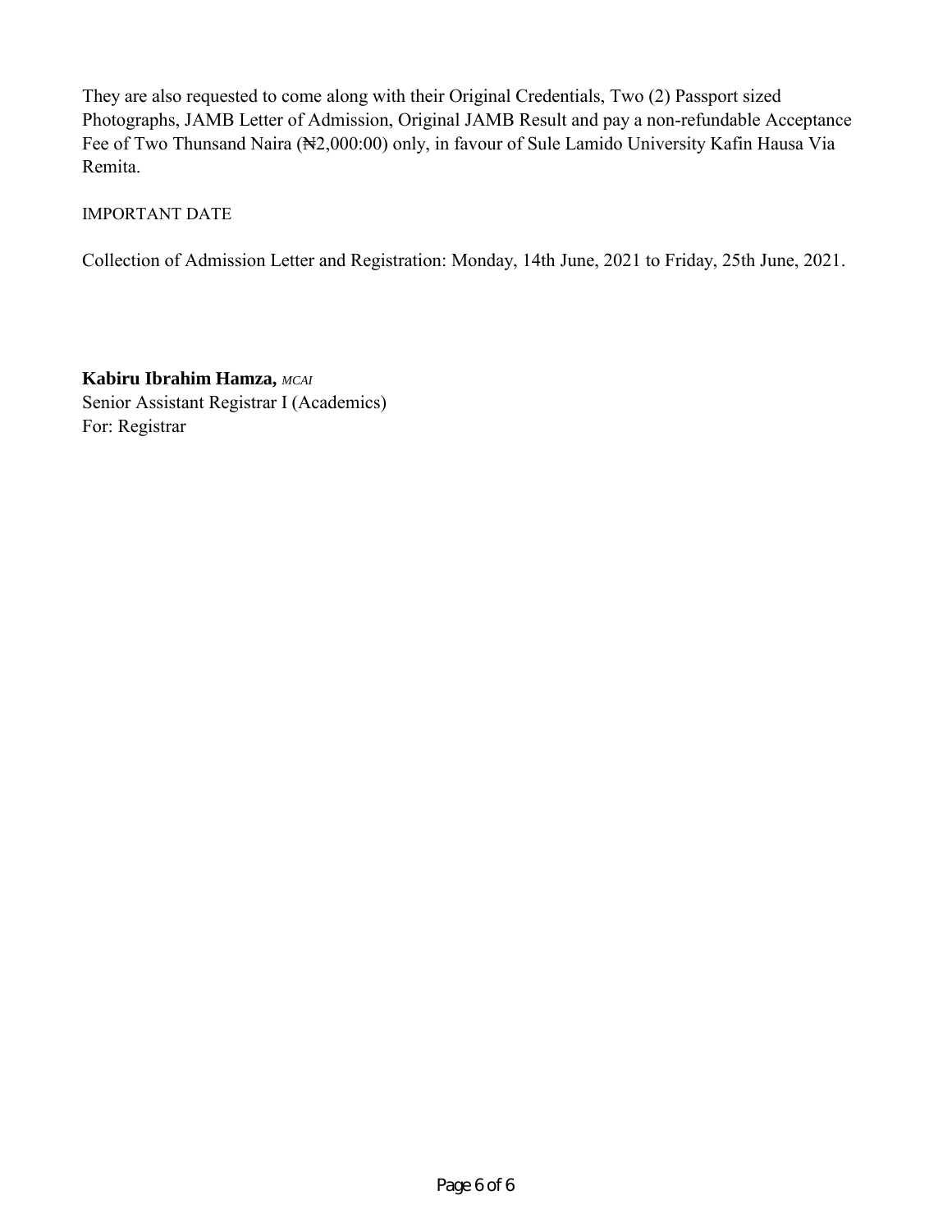They are also requested to come along with their Original Credentials, Two (2) Passport sized Photographs, JAMB Letter of Admission, Original JAMB Result and pay a non-refundable Acceptance Fee of Two Thunsand Naira (₦2,000:00) only, in favour of Sule Lamido University Kafin Hausa Via Remita.

IMPORTANT DATE

Collection of Admission Letter and Registration: Monday, 14th June, 2021 to Friday, 25th June, 2021.

**Kabiru Ibrahim Hamza,** *MCAI*
Senior Assistant Registrar I (Academics)
For: Registrar